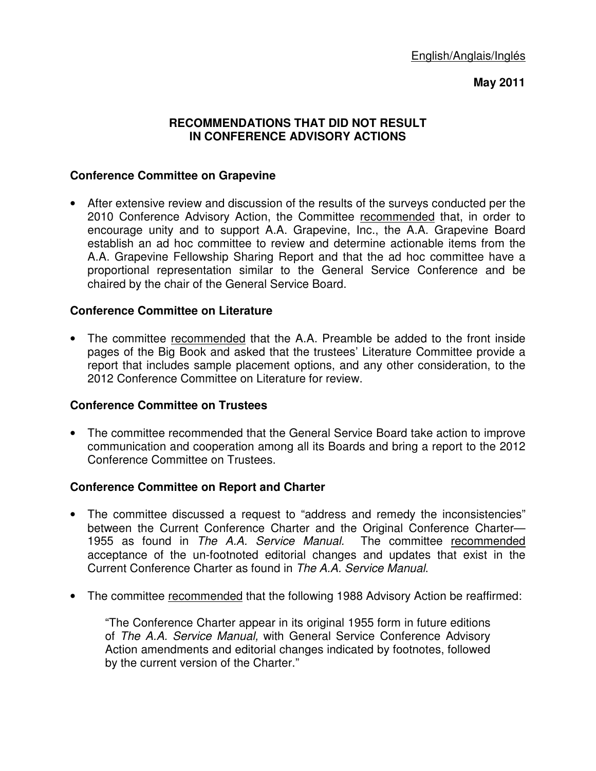English/Anglais/Inglés

**May 2011**

## RECOMMENDATIONS THAT DID NOT RESULT IN CONFERENCE ADVISORY ACTIONS

### Conference Committee on Grapevine

- After extensive review and discussion of the results of the surveys conducted per the 2010 Conference Advisory Action, the Committee <u>recommended</u> that, in order to encourage unity and to support A.A. Grapevine, Inc., the A.A. Grapevine Board establish an ad hoc committee to review and determine actionable items from the A.A. Grapevine Fellowship Sharing Report and that the ad hoc committee have a proportional representation similar to the General Service Conference and be chaired by the chair of the General Service Board.

### Conference Committee on Literature

- The committee <u>recommended</u> that the A.A. Preamble be added to the front inside pages of the Big Book and asked that the trustees' Literature Committee provide a report that includes sample placement options, and any other consideration, to the 2012 Conference Committee on Literature for review.

### Conference Committee on Trustees

- The committee recommended that the General Service Board take action to improve communication and cooperation among all its Boards and bring a report to the 2012 Conference Committee on Trustees.

### Conference Committee on Report and Charter

- The committee discussed a request to "address and remedy the inconsistencies" between the Current Conference Charter and the Original Conference Charter—1955 as found in *The A.A. Service Manual.* The committee <u>recommended</u> acceptance of the un-footnoted editorial changes and updates that exist in the Current Conference Charter as found in *The A.A. Service Manual*.

- The committee <u>recommended</u> that the following 1988 Advisory Action be reaffirmed:

  "The Conference Charter appear in its original 1955 form in future editions of *The A.A. Service Manual,* with General Service Conference Advisory Action amendments and editorial changes indicated by footnotes, followed by the current version of the Charter."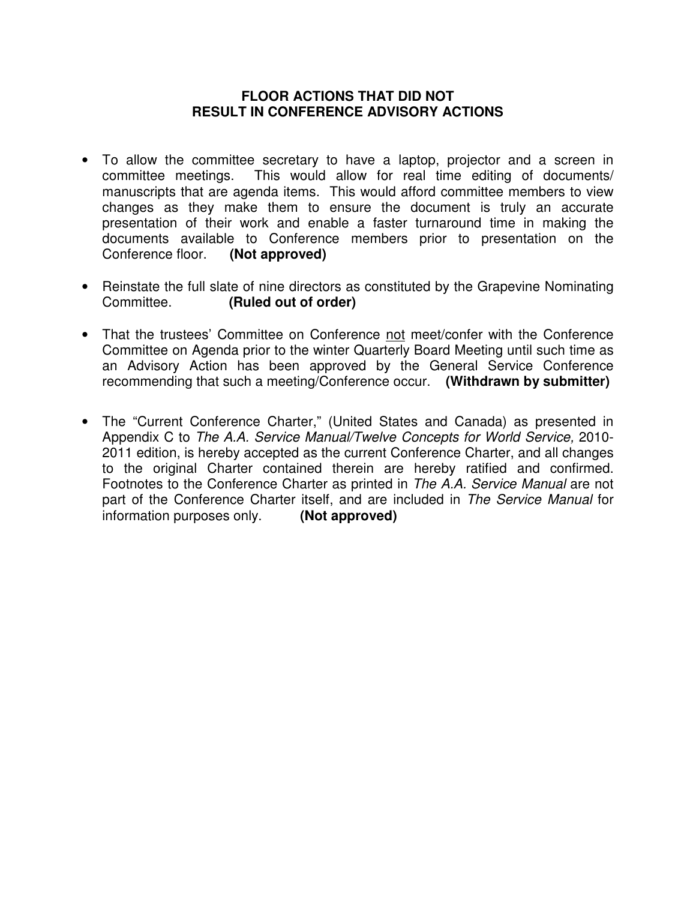# FLOOR ACTIONS THAT DID NOT RESULT IN CONFERENCE ADVISORY ACTIONS

- To allow the committee secretary to have a laptop, projector and a screen in committee meetings. This would allow for real time editing of documents/ manuscripts that are agenda items. This would afford committee members to view changes as they make them to ensure the document is truly an accurate presentation of their work and enable a faster turnaround time in making the documents available to Conference members prior to presentation on the Conference floor. **(Not approved)**

- Reinstate the full slate of nine directors as constituted by the Grapevine Nominating Committee. **(Ruled out of order)**

- That the trustees' Committee on Conference <u>not</u> meet/confer with the Conference Committee on Agenda prior to the winter Quarterly Board Meeting until such time as an Advisory Action has been approved by the General Service Conference recommending that such a meeting/Conference occur. **(Withdrawn by submitter)**

- The "Current Conference Charter," (United States and Canada) as presented in Appendix C to *The A.A. Service Manual/Twelve Concepts for World Service,* 2010-2011 edition, is hereby accepted as the current Conference Charter, and all changes to the original Charter contained therein are hereby ratified and confirmed. Footnotes to the Conference Charter as printed in *The A.A. Service Manual* are not part of the Conference Charter itself, and are included in *The Service Manual* for information purposes only. **(Not approved)**